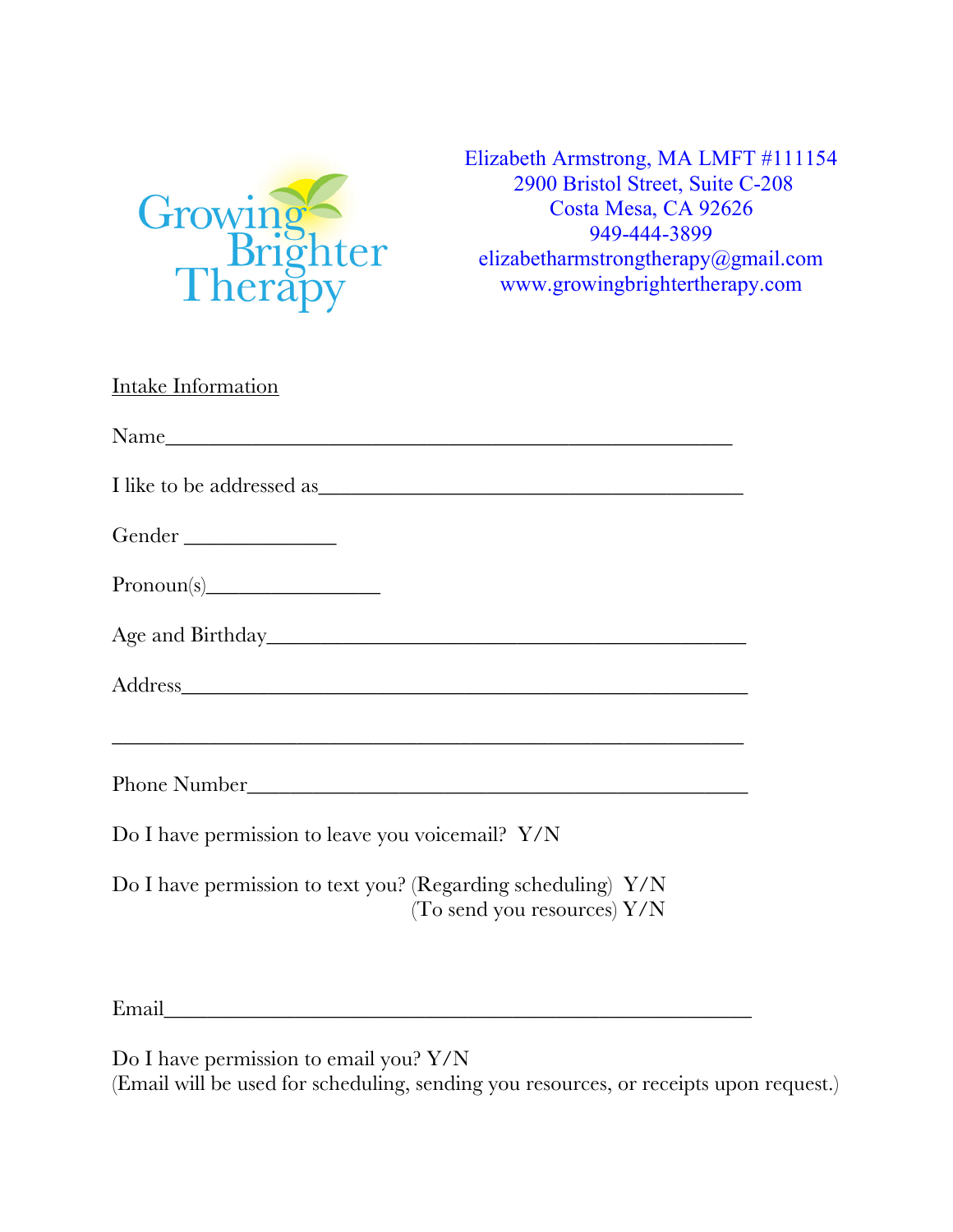Growing Brighter Therapy

Elizabeth Armstrong, MA LMFT #111154
2900 Bristol Street, Suite C-208
Costa Mesa, CA 92626
949-444-3899
elizabetharmstrongtherapy@gmail.com
www.growingbrightertherapy.com

Intake Information

Name_______________________________________________________

I like to be addressed as__________________________________________

Gender _______________

Pronoun(s)_________________

Age and Birthday_____________________________________________

Address_____________________________________________________

___________________________________________________________

Phone Number________________________________________________

Do I have permission to leave you voicemail? Y/N

Do I have permission to text you? (Regarding scheduling) Y/N
(To send you resources) Y/N

Email_______________________________________________________

Do I have permission to email you? Y/N
(Email will be used for scheduling, sending you resources, or receipts upon request.)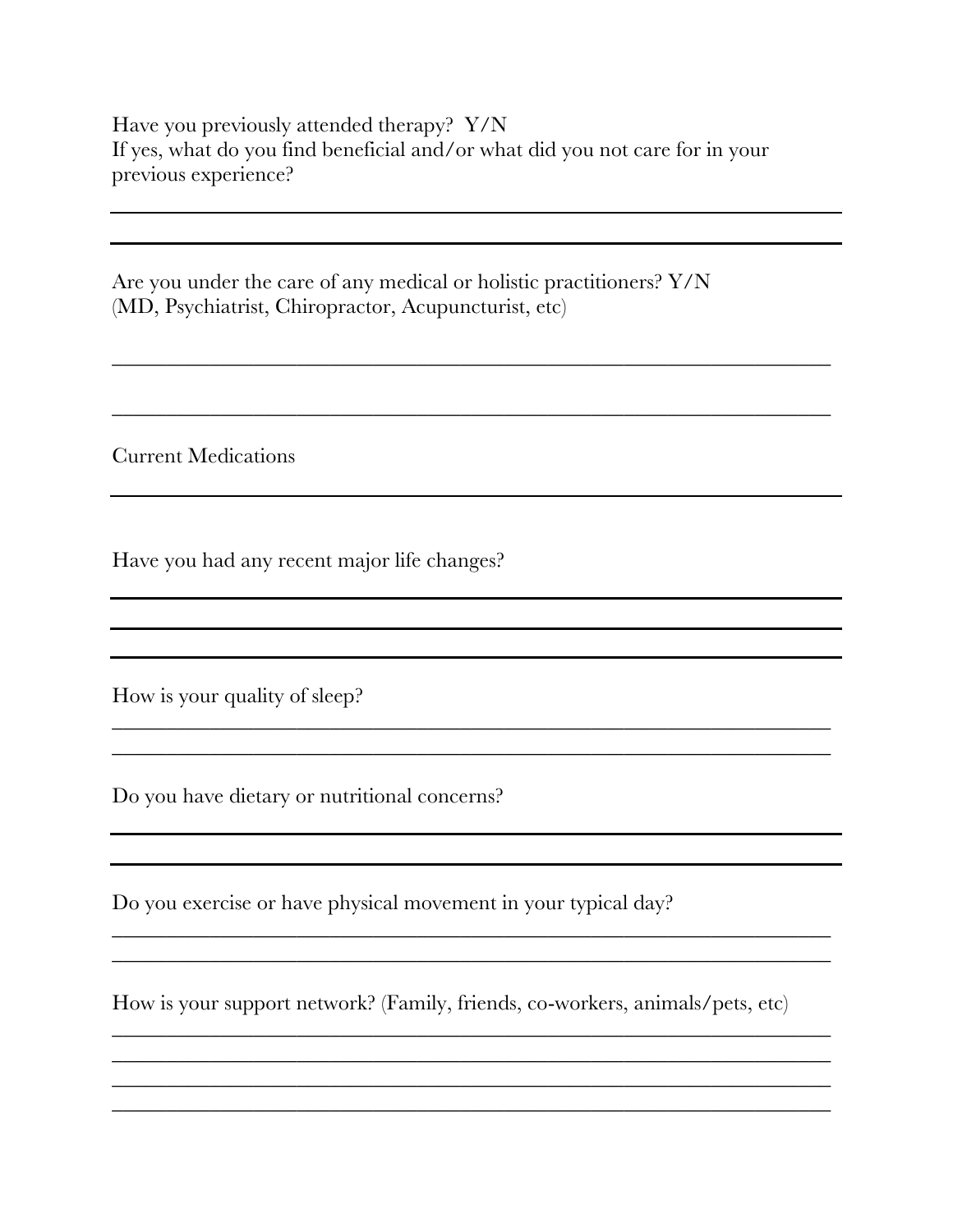Have you previously attended therapy? Y/N
If yes, what do you find beneficial and/or what did you not care for in your previous experience?

______________________________________________________________________

______________________________________________________________________

Are you under the care of any medical or holistic practitioners? Y/N
(MD, Psychiatrist, Chiropractor, Acupuncturist, etc)

______________________________________________________________________

______________________________________________________________________

Current Medications

______________________________________________________________________

Have you had any recent major life changes?

______________________________________________________________________

______________________________________________________________________

______________________________________________________________________

How is your quality of sleep?

______________________________________________________________________

______________________________________________________________________

Do you have dietary or nutritional concerns?

______________________________________________________________________

______________________________________________________________________

Do you exercise or have physical movement in your typical day?

______________________________________________________________________

______________________________________________________________________

How is your support network? (Family, friends, co-workers, animals/pets, etc)

______________________________________________________________________

______________________________________________________________________

______________________________________________________________________

______________________________________________________________________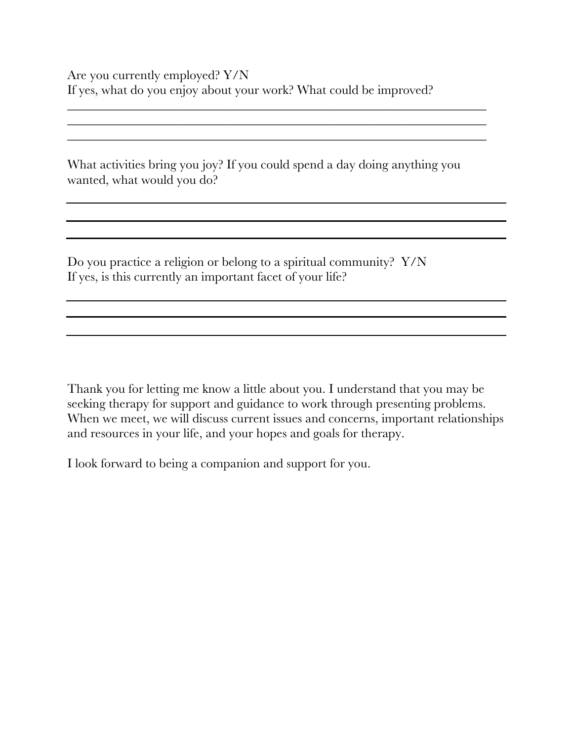Are you currently employed? Y/N
If yes, what do you enjoy about your work? What could be improved?

___________________________________________________________________
___________________________________________________________________
___________________________________________________________________

What activities bring you joy? If you could spend a day doing anything you wanted, what would you do?

___________________________________________________________________
___________________________________________________________________
___________________________________________________________________

Do you practice a religion or belong to a spiritual community?  Y/N
If yes, is this currently an important facet of your life?

___________________________________________________________________
___________________________________________________________________
___________________________________________________________________

Thank you for letting me know a little about you. I understand that you may be seeking therapy for support and guidance to work through presenting problems. When we meet, we will discuss current issues and concerns, important relationships and resources in your life, and your hopes and goals for therapy.

I look forward to being a companion and support for you.